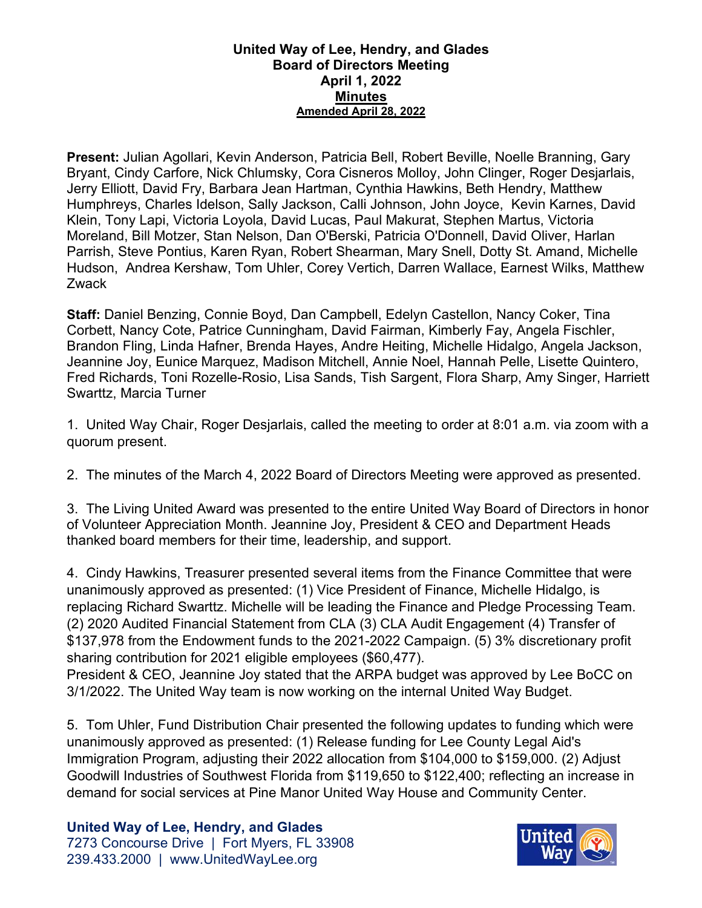**United Way of Lee, Hendry, and Glades**
**Board of Directors Meeting**
**April 1, 2022**
**Minutes**
**Amended April 28, 2022**

**Present:** Julian Agollari, Kevin Anderson, Patricia Bell, Robert Beville, Noelle Branning, Gary Bryant, Cindy Carfore, Nick Chlumsky, Cora Cisneros Molloy, John Clinger, Roger Desjarlais, Jerry Elliott, David Fry, Barbara Jean Hartman, Cynthia Hawkins, Beth Hendry, Matthew Humphreys, Charles Idelson, Sally Jackson, Calli Johnson, John Joyce, Kevin Karnes, David Klein, Tony Lapi, Victoria Loyola, David Lucas, Paul Makurat, Stephen Martus, Victoria Moreland, Bill Motzer, Stan Nelson, Dan O'Berski, Patricia O'Donnell, David Oliver, Harlan Parrish, Steve Pontius, Karen Ryan, Robert Shearman, Mary Snell, Dotty St. Amand, Michelle Hudson, Andrea Kershaw, Tom Uhler, Corey Vertich, Darren Wallace, Earnest Wilks, Matthew Zwack

**Staff:** Daniel Benzing, Connie Boyd, Dan Campbell, Edelyn Castellon, Nancy Coker, Tina Corbett, Nancy Cote, Patrice Cunningham, David Fairman, Kimberly Fay, Angela Fischler, Brandon Fling, Linda Hafner, Brenda Hayes, Andre Heiting, Michelle Hidalgo, Angela Jackson, Jeannine Joy, Eunice Marquez, Madison Mitchell, Annie Noel, Hannah Pelle, Lisette Quintero, Fred Richards, Toni Rozelle-Rosio, Lisa Sands, Tish Sargent, Flora Sharp, Amy Singer, Harriett Swarttz, Marcia Turner

1. United Way Chair, Roger Desjarlais, called the meeting to order at 8:01 a.m. via zoom with a quorum present.

2. The minutes of the March 4, 2022 Board of Directors Meeting were approved as presented.

3. The Living United Award was presented to the entire United Way Board of Directors in honor of Volunteer Appreciation Month. Jeannine Joy, President & CEO and Department Heads thanked board members for their time, leadership, and support.

4. Cindy Hawkins, Treasurer presented several items from the Finance Committee that were unanimously approved as presented: (1) Vice President of Finance, Michelle Hidalgo, is replacing Richard Swarttz. Michelle will be leading the Finance and Pledge Processing Team. (2) 2020 Audited Financial Statement from CLA (3) CLA Audit Engagement (4) Transfer of $137,978 from the Endowment funds to the 2021-2022 Campaign. (5) 3% discretionary profit sharing contribution for 2021 eligible employees ($60,477).
President & CEO, Jeannine Joy stated that the ARPA budget was approved by Lee BoCC on 3/1/2022. The United Way team is now working on the internal United Way Budget.

5. Tom Uhler, Fund Distribution Chair presented the following updates to funding which were unanimously approved as presented: (1) Release funding for Lee County Legal Aid's Immigration Program, adjusting their 2022 allocation from $104,000 to $159,000. (2) Adjust Goodwill Industries of Southwest Florida from $119,650 to $122,400; reflecting an increase in demand for social services at Pine Manor United Way House and Community Center.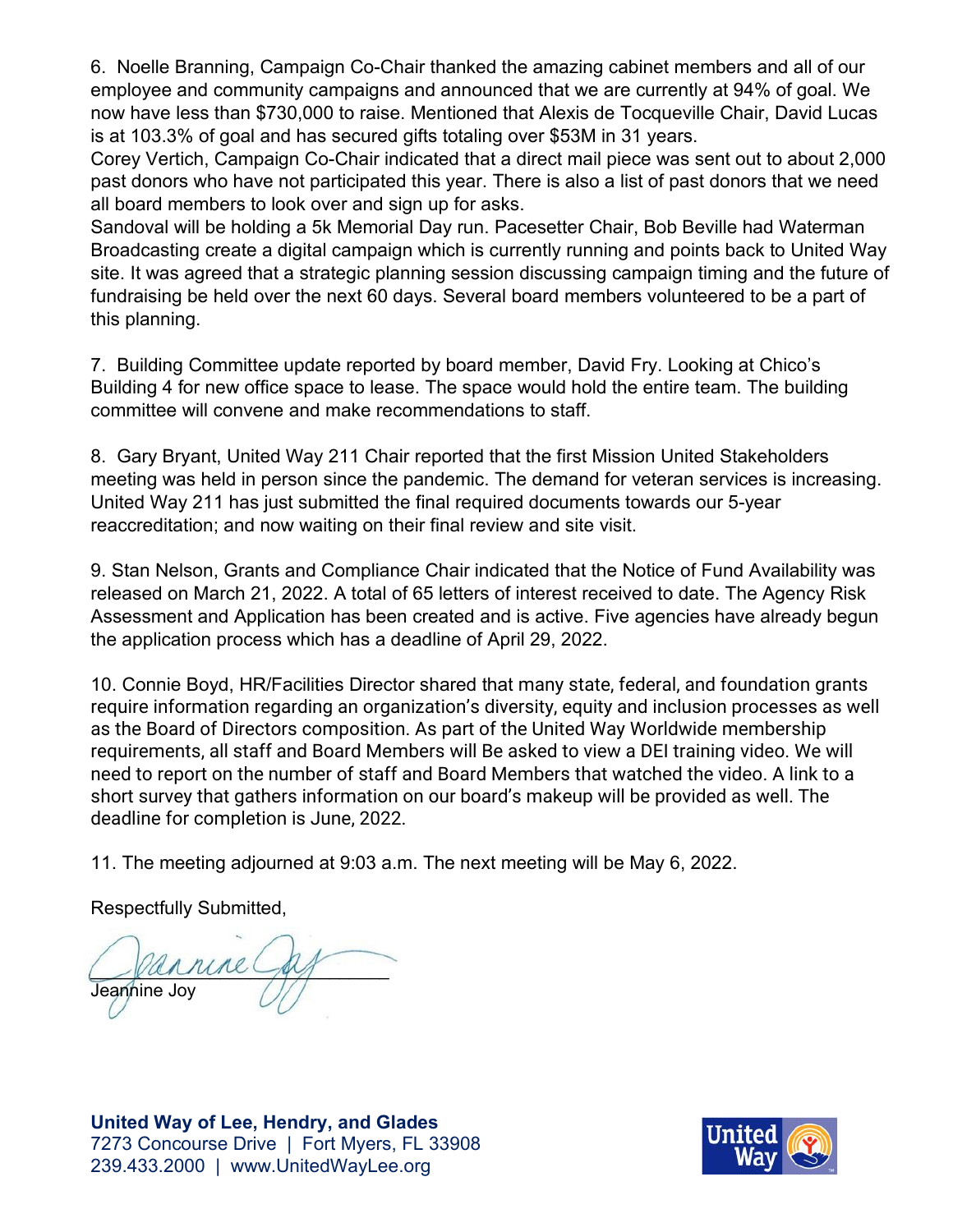6. Noelle Branning, Campaign Co-Chair thanked the amazing cabinet members and all of our employee and community campaigns and announced that we are currently at 94% of goal. We now have less than $730,000 to raise. Mentioned that Alexis de Tocqueville Chair, David Lucas is at 103.3% of goal and has secured gifts totaling over $53M in 31 years.
Corey Vertich, Campaign Co-Chair indicated that a direct mail piece was sent out to about 2,000 past donors who have not participated this year. There is also a list of past donors that we need all board members to look over and sign up for asks.
Sandoval will be holding a 5k Memorial Day run. Pacesetter Chair, Bob Beville had Waterman Broadcasting create a digital campaign which is currently running and points back to United Way site. It was agreed that a strategic planning session discussing campaign timing and the future of fundraising be held over the next 60 days. Several board members volunteered to be a part of this planning.

7. Building Committee update reported by board member, David Fry. Looking at Chico's Building 4 for new office space to lease. The space would hold the entire team. The building committee will convene and make recommendations to staff.

8. Gary Bryant, United Way 211 Chair reported that the first Mission United Stakeholders meeting was held in person since the pandemic. The demand for veteran services is increasing. United Way 211 has just submitted the final required documents towards our 5-year reaccreditation; and now waiting on their final review and site visit.

9. Stan Nelson, Grants and Compliance Chair indicated that the Notice of Fund Availability was released on March 21, 2022. A total of 65 letters of interest received to date. The Agency Risk Assessment and Application has been created and is active. Five agencies have already begun the application process which has a deadline of April 29, 2022.

10. Connie Boyd, HR/Facilities Director shared that many state, federal, and foundation grants require information regarding an organization's diversity, equity and inclusion processes as well as the Board of Directors composition. As part of the United Way Worldwide membership requirements, all staff and Board Members will Be asked to view a DEI training video. We will need to report on the number of staff and Board Members that watched the video. A link to a short survey that gathers information on our board's makeup will be provided as well. The deadline for completion is June, 2022.

11. The meeting adjourned at 9:03 a.m. The next meeting will be May 6, 2022.

Respectfully Submitted,

Jeannine Joy

**United Way of Lee, Hendry, and Glades**
7273 Concourse Drive | Fort Myers, FL 33908
239.433.2000 | www.UnitedWayLee.org